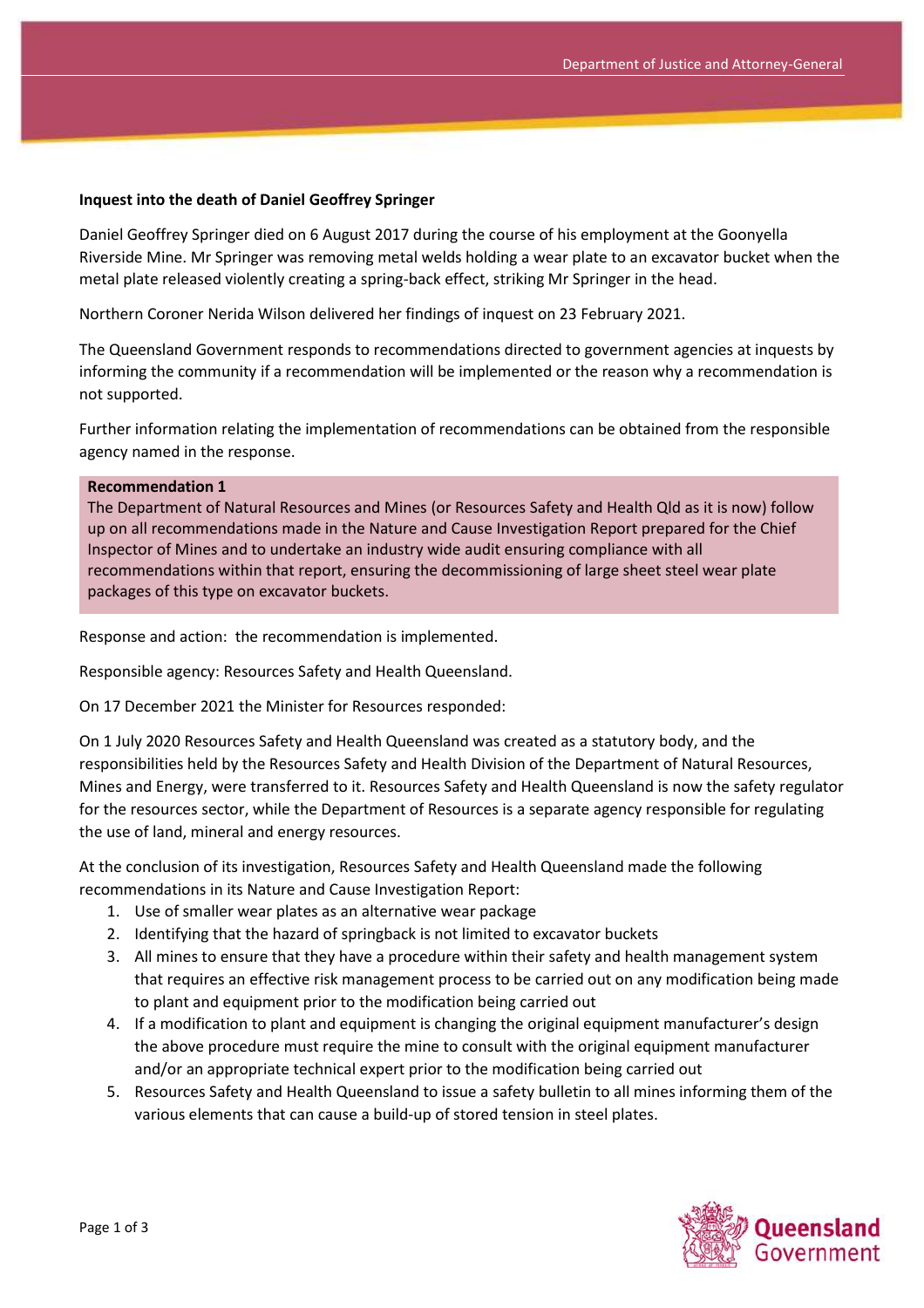**Inquest into the death of Daniel Geoffrey Springer**

Daniel Geoffrey Springer died on 6 August 2017 during the course of his employment at the Goonyella Riverside Mine. Mr Springer was removing metal welds holding a wear plate to an excavator bucket when the metal plate released violently creating a spring-back effect, striking Mr Springer in the head.

Northern Coroner Nerida Wilson delivered her findings of inquest on 23 February 2021.

The Queensland Government responds to recommendations directed to government agencies at inquests by informing the community if a recommendation will be implemented or the reason why a recommendation is not supported.

Further information relating the implementation of recommendations can be obtained from the responsible agency named in the response.

**Recommendation 1**

The Department of Natural Resources and Mines (or Resources Safety and Health Qld as it is now) follow up on all recommendations made in the Nature and Cause Investigation Report prepared for the Chief Inspector of Mines and to undertake an industry wide audit ensuring compliance with all recommendations within that report, ensuring the decommissioning of large sheet steel wear plate packages of this type on excavator buckets.

Response and action: the recommendation is implemented.

Responsible agency: Resources Safety and Health Queensland.

On 17 December 2021 the Minister for Resources responded:

On 1 July 2020 Resources Safety and Health Queensland was created as a statutory body, and the responsibilities held by the Resources Safety and Health Division of the Department of Natural Resources, Mines and Energy, were transferred to it. Resources Safety and Health Queensland is now the safety regulator for the resources sector, while the Department of Resources is a separate agency responsible for regulating the use of land, mineral and energy resources.

At the conclusion of its investigation, Resources Safety and Health Queensland made the following recommendations in its Nature and Cause Investigation Report:

1. Use of smaller wear plates as an alternative wear package
2. Identifying that the hazard of springback is not limited to excavator buckets
3. All mines to ensure that they have a procedure within their safety and health management system that requires an effective risk management process to be carried out on any modification being made to plant and equipment prior to the modification being carried out
4. If a modification to plant and equipment is changing the original equipment manufacturer's design the above procedure must require the mine to consult with the original equipment manufacturer and/or an appropriate technical expert prior to the modification being carried out
5. Resources Safety and Health Queensland to issue a safety bulletin to all mines informing them of the various elements that can cause a build-up of stored tension in steel plates.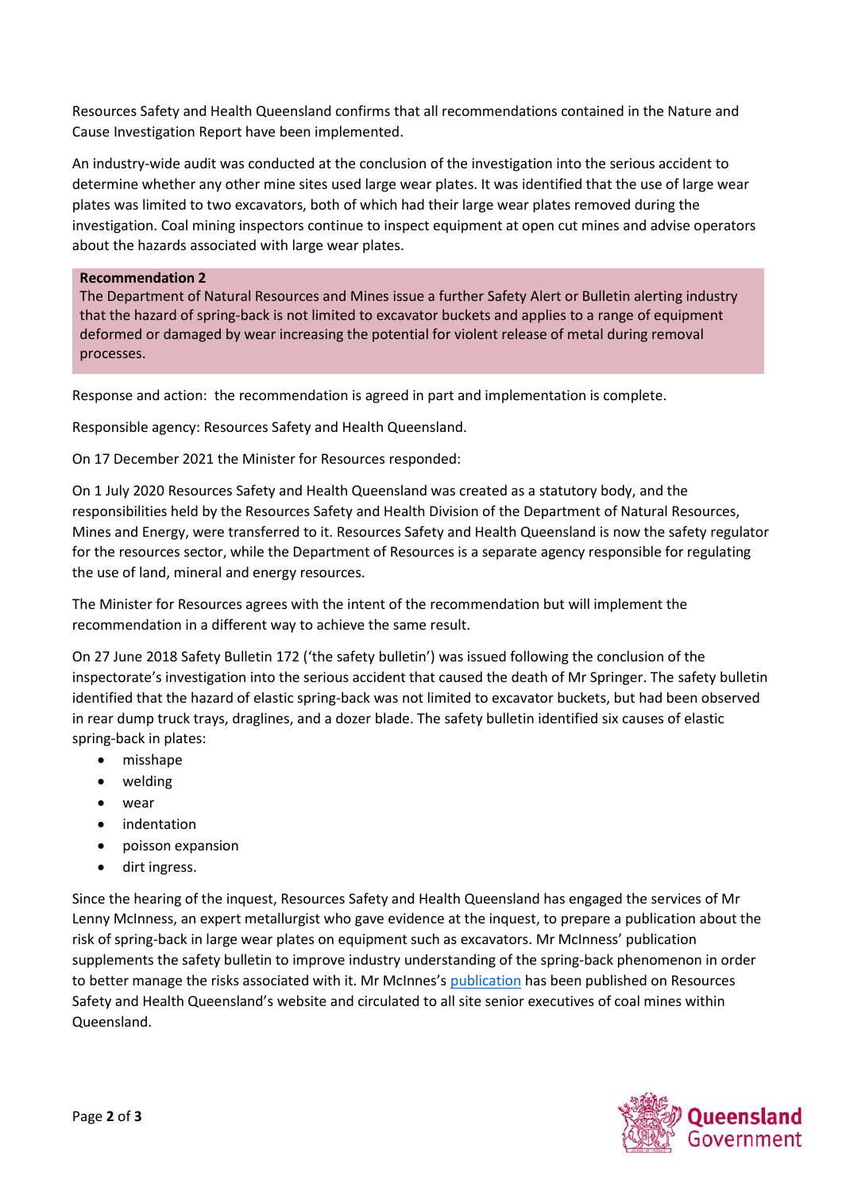Resources Safety and Health Queensland confirms that all recommendations contained in the Nature and Cause Investigation Report have been implemented.

An industry-wide audit was conducted at the conclusion of the investigation into the serious accident to determine whether any other mine sites used large wear plates. It was identified that the use of large wear plates was limited to two excavators, both of which had their large wear plates removed during the investigation. Coal mining inspectors continue to inspect equipment at open cut mines and advise operators about the hazards associated with large wear plates.

**Recommendation 2**
The Department of Natural Resources and Mines issue a further Safety Alert or Bulletin alerting industry that the hazard of spring-back is not limited to excavator buckets and applies to a range of equipment deformed or damaged by wear increasing the potential for violent release of metal during removal processes.

Response and action: the recommendation is agreed in part and implementation is complete.

Responsible agency: Resources Safety and Health Queensland.

On 17 December 2021 the Minister for Resources responded:

On 1 July 2020 Resources Safety and Health Queensland was created as a statutory body, and the responsibilities held by the Resources Safety and Health Division of the Department of Natural Resources, Mines and Energy, were transferred to it. Resources Safety and Health Queensland is now the safety regulator for the resources sector, while the Department of Resources is a separate agency responsible for regulating the use of land, mineral and energy resources.

The Minister for Resources agrees with the intent of the recommendation but will implement the recommendation in a different way to achieve the same result.

On 27 June 2018 Safety Bulletin 172 ('the safety bulletin') was issued following the conclusion of the inspectorate's investigation into the serious accident that caused the death of Mr Springer. The safety bulletin identified that the hazard of elastic spring-back was not limited to excavator buckets, but had been observed in rear dump truck trays, draglines, and a dozer blade. The safety bulletin identified six causes of elastic spring-back in plates:

- misshape
- welding
- wear
- indentation
- poisson expansion
- dirt ingress.

Since the hearing of the inquest, Resources Safety and Health Queensland has engaged the services of Mr Lenny McInness, an expert metallurgist who gave evidence at the inquest, to prepare a publication about the risk of spring-back in large wear plates on equipment such as excavators. Mr McInness' publication supplements the safety bulletin to improve industry understanding of the spring-back phenomenon in order to better manage the risks associated with it. Mr McInnes's publication has been published on Resources Safety and Health Queensland's website and circulated to all site senior executives of coal mines within Queensland.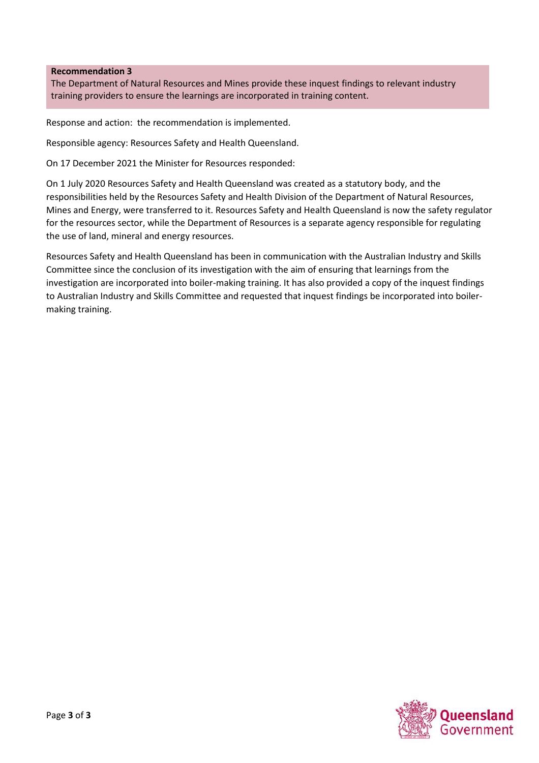**Recommendation 3**

The Department of Natural Resources and Mines provide these inquest findings to relevant industry training providers to ensure the learnings are incorporated in training content.

Response and action: the recommendation is implemented.

Responsible agency: Resources Safety and Health Queensland.

On 17 December 2021 the Minister for Resources responded:

On 1 July 2020 Resources Safety and Health Queensland was created as a statutory body, and the responsibilities held by the Resources Safety and Health Division of the Department of Natural Resources, Mines and Energy, were transferred to it. Resources Safety and Health Queensland is now the safety regulator for the resources sector, while the Department of Resources is a separate agency responsible for regulating the use of land, mineral and energy resources.

Resources Safety and Health Queensland has been in communication with the Australian Industry and Skills Committee since the conclusion of its investigation with the aim of ensuring that learnings from the investigation are incorporated into boiler-making training. It has also provided a copy of the inquest findings to Australian Industry and Skills Committee and requested that inquest findings be incorporated into boiler-making training.